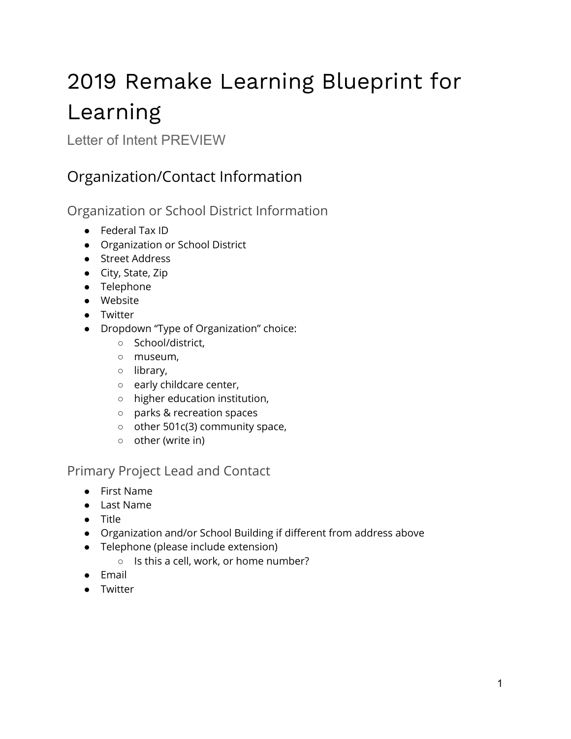# 2019 Remake Learning Blueprint for Learning

Letter of Intent PREVIEW

## Organization/Contact Information

### Organization or School District Information

- Federal Tax ID
- Organization or School District
- Street Address
- City, State, Zip
- Telephone
- Website
- Twitter
- Dropdown “Type of Organization” choice:
  - School/district,
  - museum,
  - library,
  - early childcare center,
  - higher education institution,
  - parks & recreation spaces
  - other 501c(3) community space,
  - other (write in)

### Primary Project Lead and Contact

- First Name
- Last Name
- Title
- Organization and/or School Building if different from address above
- Telephone (please include extension)
  - Is this a cell, work, or home number?
- Email
- Twitter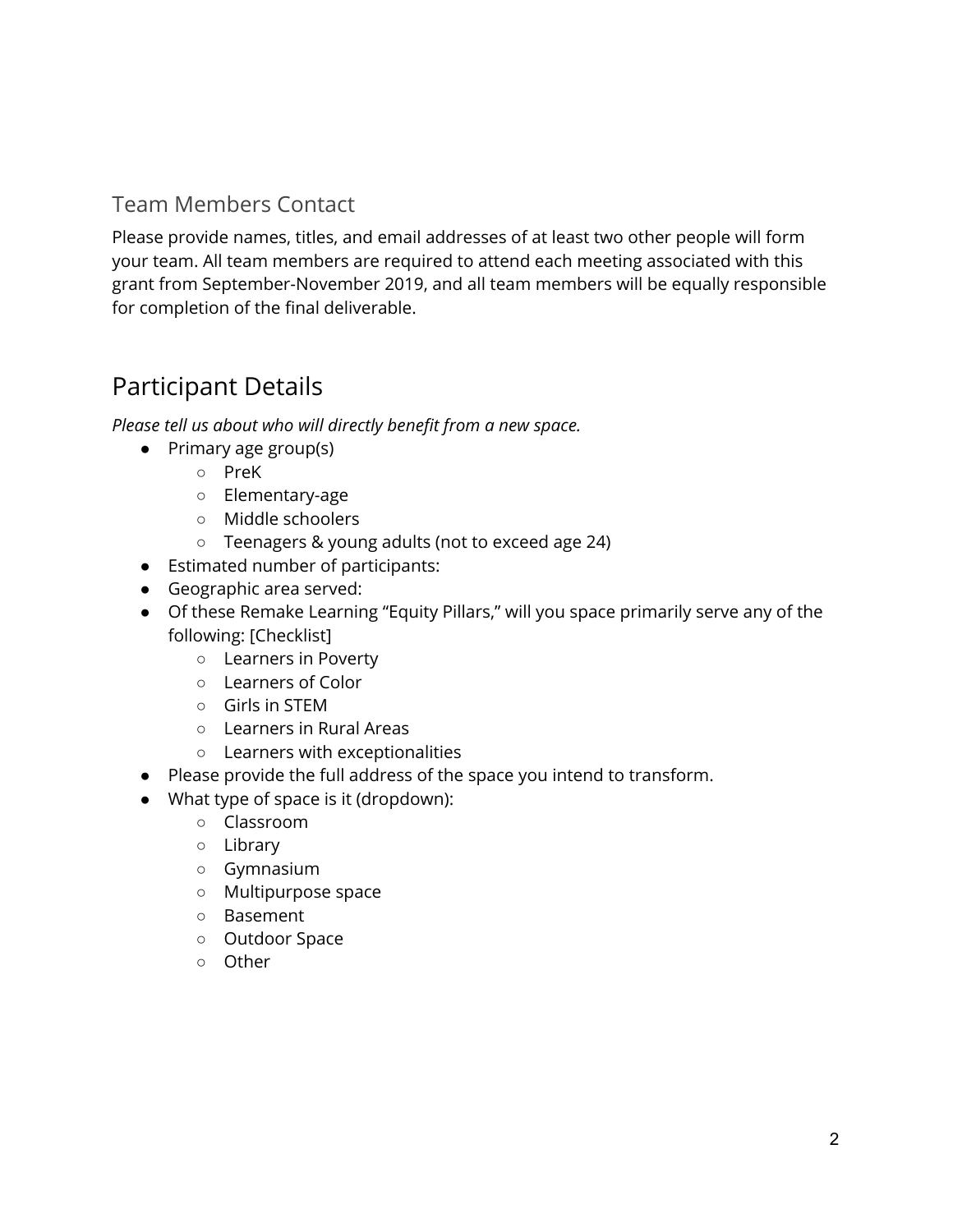### Team Members Contact

Please provide names, titles, and email addresses of at least two other people will form your team. All team members are required to attend each meeting associated with this grant from September-November 2019, and all team members will be equally responsible for completion of the final deliverable.

## Participant Details

*Please tell us about who will directly benefit from a new space.*

- Primary age group(s)
  - PreK
  - Elementary-age
  - Middle schoolers
  - Teenagers & young adults (not to exceed age 24)
- Estimated number of participants:
- Geographic area served:
- Of these Remake Learning "Equity Pillars," will you space primarily serve any of the following: [Checklist]
  - Learners in Poverty
  - Learners of Color
  - Girls in STEM
  - Learners in Rural Areas
  - Learners with exceptionalities
- Please provide the full address of the space you intend to transform.
- What type of space is it (dropdown):
  - Classroom
  - Library
  - Gymnasium
  - Multipurpose space
  - Basement
  - Outdoor Space
  - Other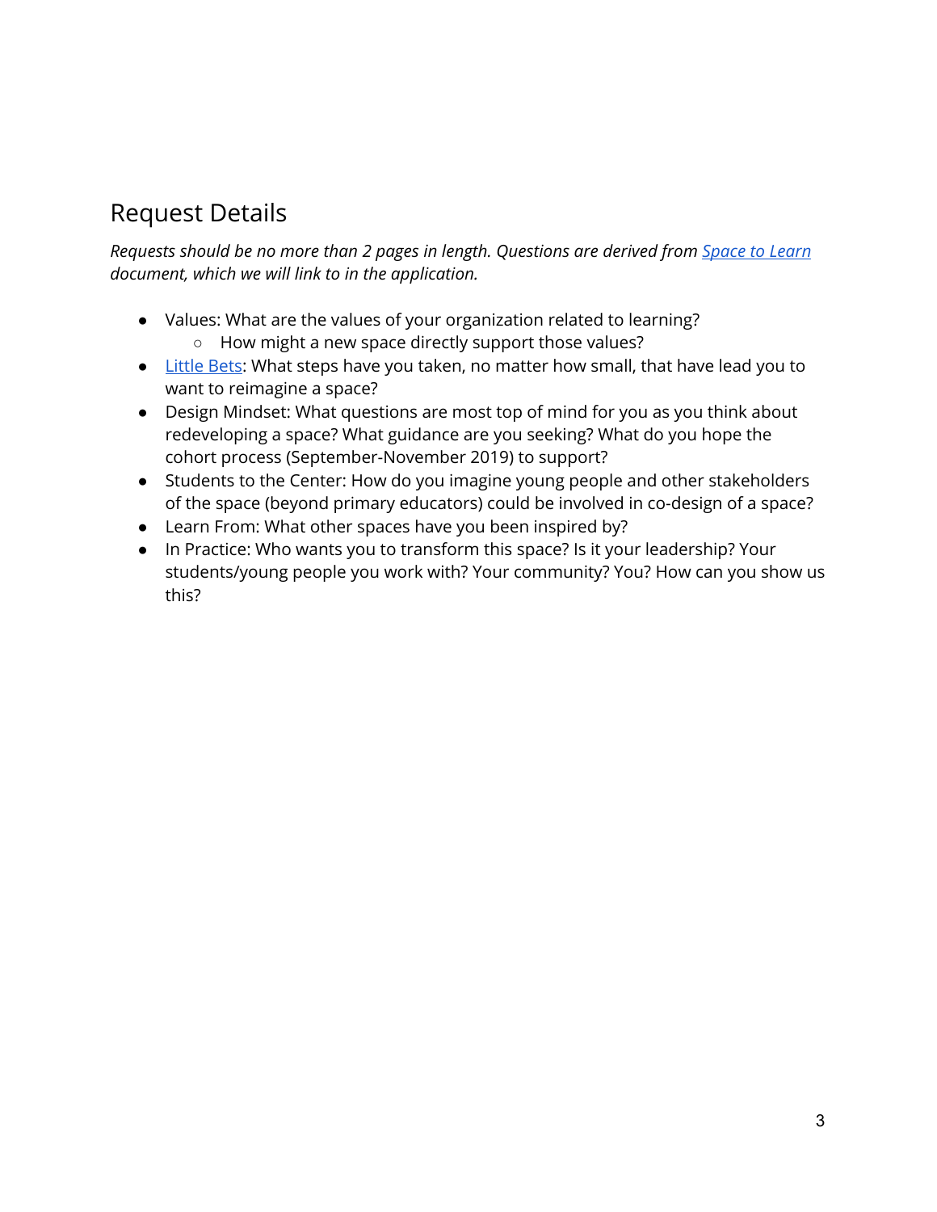## Request Details

*Requests should be no more than 2 pages in length. Questions are derived from [Space to Learn](#) document, which we will link to in the application.*

- Values: What are the values of your organization related to learning?
  - How might a new space directly support those values?
- [Little Bets](#): What steps have you taken, no matter how small, that have lead you to want to reimagine a space?
- Design Mindset: What questions are most top of mind for you as you think about redeveloping a space? What guidance are you seeking? What do you hope the cohort process (September-November 2019) to support?
- Students to the Center: How do you imagine young people and other stakeholders of the space (beyond primary educators) could be involved in co-design of a space?
- Learn From: What other spaces have you been inspired by?
- In Practice: Who wants you to transform this space? Is it your leadership? Your students/young people you work with? Your community? You? How can you show us this?